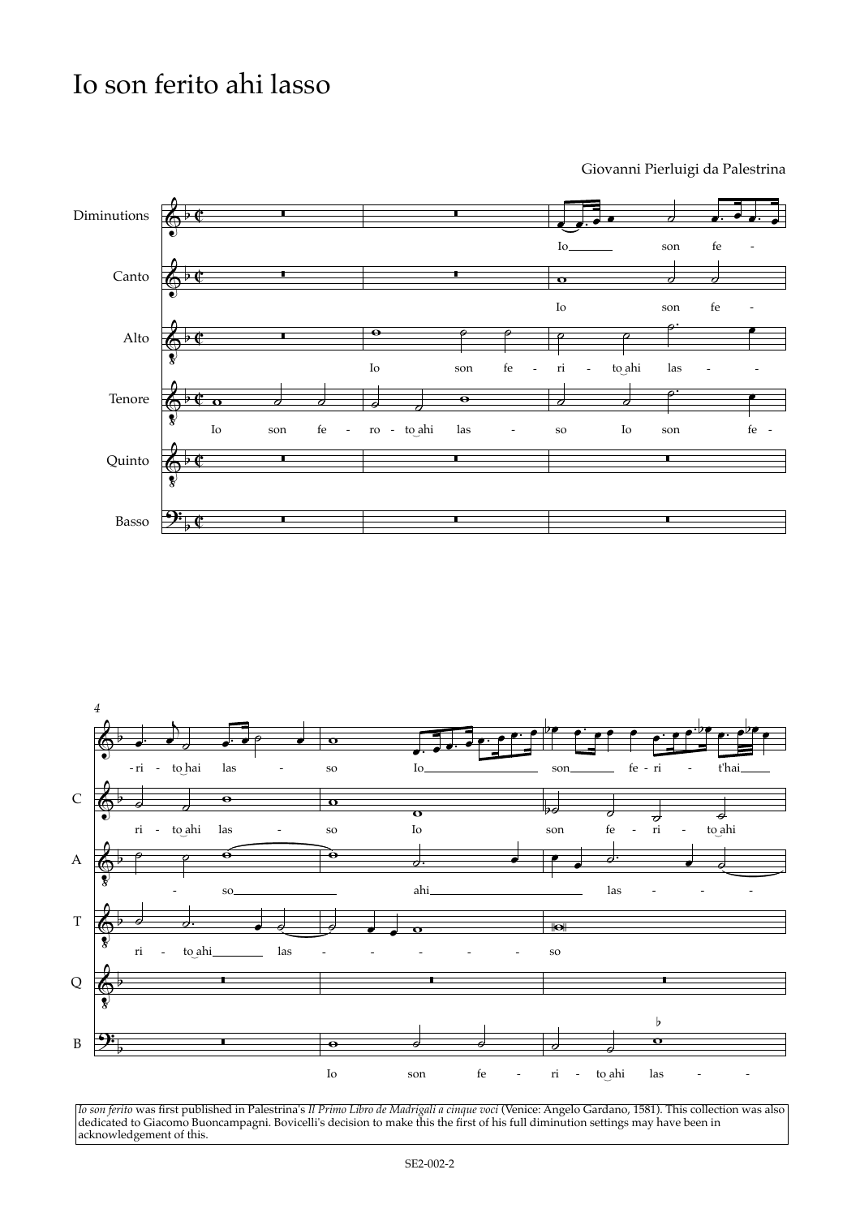# Io son ferito ahi lasso

Giovanni Pierluigi da Palestrina

*Io son ferito* was first published in Palestrina's *Il Primo Libro de Madrigali a cinque voci* (Venice: Angelo Gardano, 1581). This collection was also dedicated to Giacomo Buoncampagni. Bovicelli's decision to make this the first of his full diminution settings may have been in acknowledgement of this.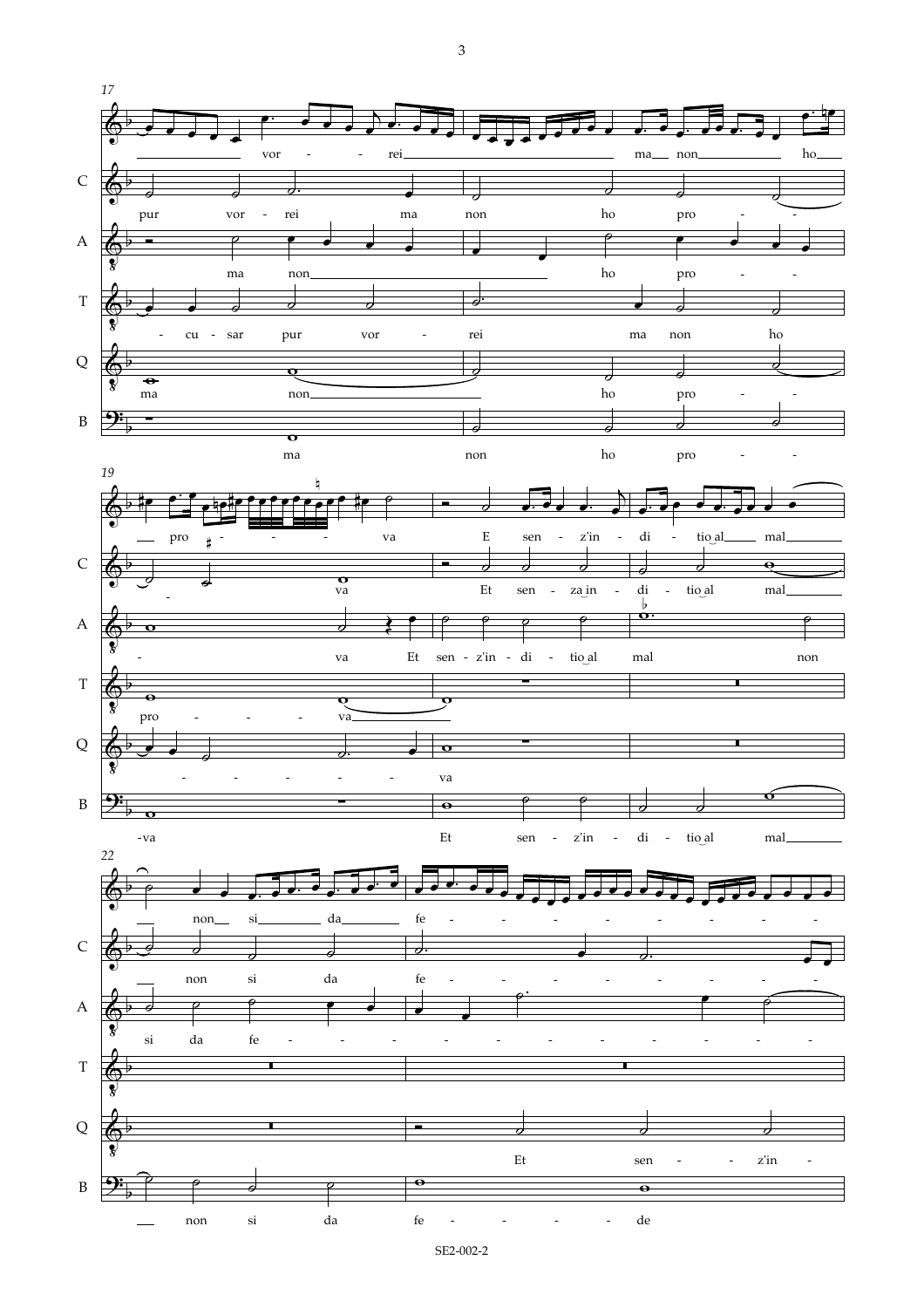17

vor - - rei ma non ho

C: pur vor - rei ma non ho pro - -

A: ma non ho pro - -

T: - cu - sar pur vor - rei ma non ho

Q: ma non ho pro - -

B: ma non ho pro - -

19

pro - - - - va E sen - z'in - di - tio‿al mal

C: - va Et sen - za‿in - di - tio‿al mal

A: - va Et sen - z'in - di - tio‿al mal non

T: pro - - - - va

Q: - - - - - - va

B: -va Et sen - z'in - di - tio‿al mal

22

non si da fe - - - - - - - - - - -

C: non si da fe - - - - - - - -

A: si da fe - - - - - - - - - - - - -

Q: Et sen - - z'in -

B: non si da fe - - - - - de

SE2-002-2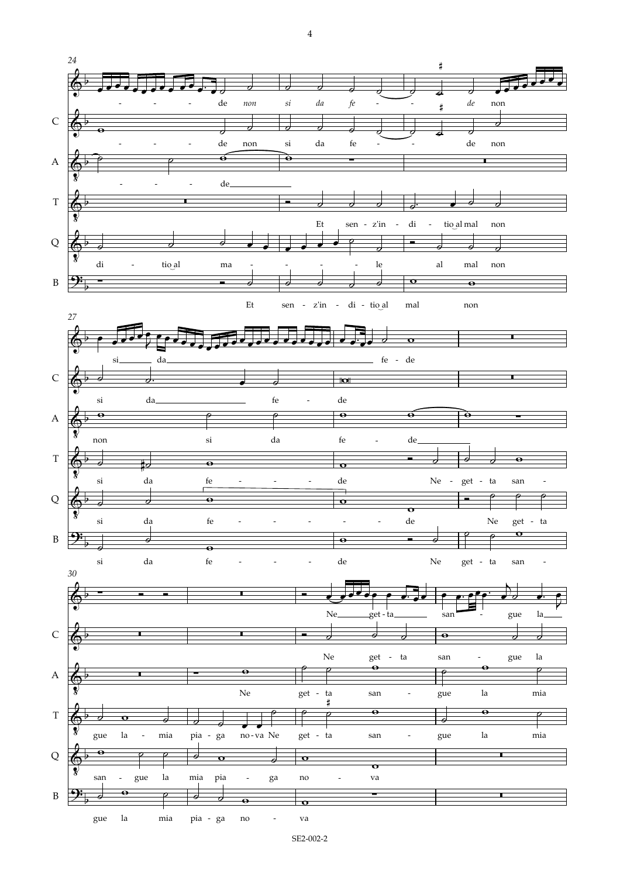24

- - - de *non si da fe* - - *de* non

C: - - - de non si da fe - - de non

A: - - - de

T: Et sen - z'in - di - tio al mal non

Q: di - tio al ma - - - - - le al mal non

B: Et sen - z'in - di - tio al mal non

27

si da fe - de

C: si da fe - de

A: non si da fe - de

T: si da fe - - - - de Ne - get - ta san -

Q: si da fe - - - - - - de Ne get - ta

B: si da fe - - - - de Ne get - ta san -

30

Ne get - ta san - gue la

C: Ne get - ta san - gue la

A: Ne get - ta san - gue la mia

T: gue la - mia pia - ga no - va Ne get - ta san - gue la mia

Q: san - gue la mia pia - ga no - va

B: gue la mia pia - ga no - va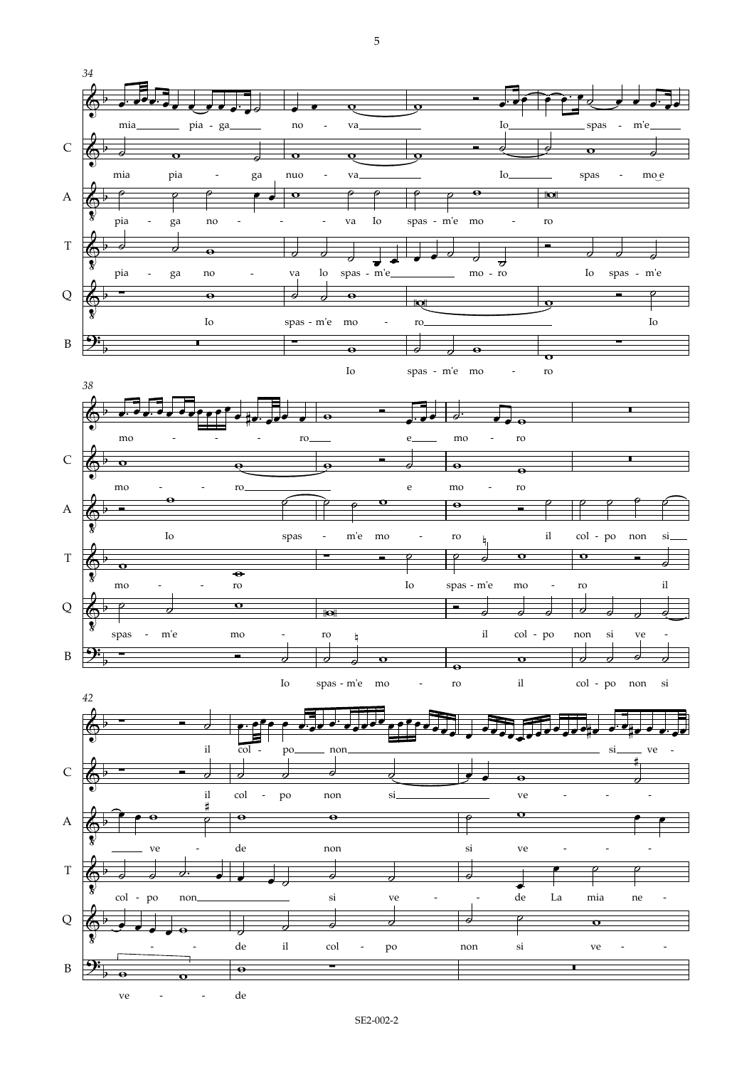**34**

mia___ pia - ga___ no - va___ Io___ spas - m'e___

C: mia pia - ga nuo - va___ Io___ spas - mo‿e

A: pia - ga no - - - va Io spas - m'e mo - ro

T: pia - ga no - va lo spas - m'e___ mo - ro Io spas - m'e

Q: Io spas - m'e mo - ro___ Io

B: Io spas - m'e mo - ro

**38**

mo - - - ro___ e___ mo - ro

C: mo - - ro___ e mo - ro

A: Io spas - m'e mo - ro il col - po non si___

T: mo - - ro Io spas - m'e mo - ro il

Q: spas - m'e mo - ro il col - po non si ve -

B: Io spas - m'e mo - ro il col - po non si

**42**

il col - po___ non___ si___ ve -

C: il col - po non si___ ve - - -

A: ___ ve - de non si ve - - -

T: col - po non___ si ve - - de La mia ne -

Q: - - de il col - po non si ve - -

B: ve - - de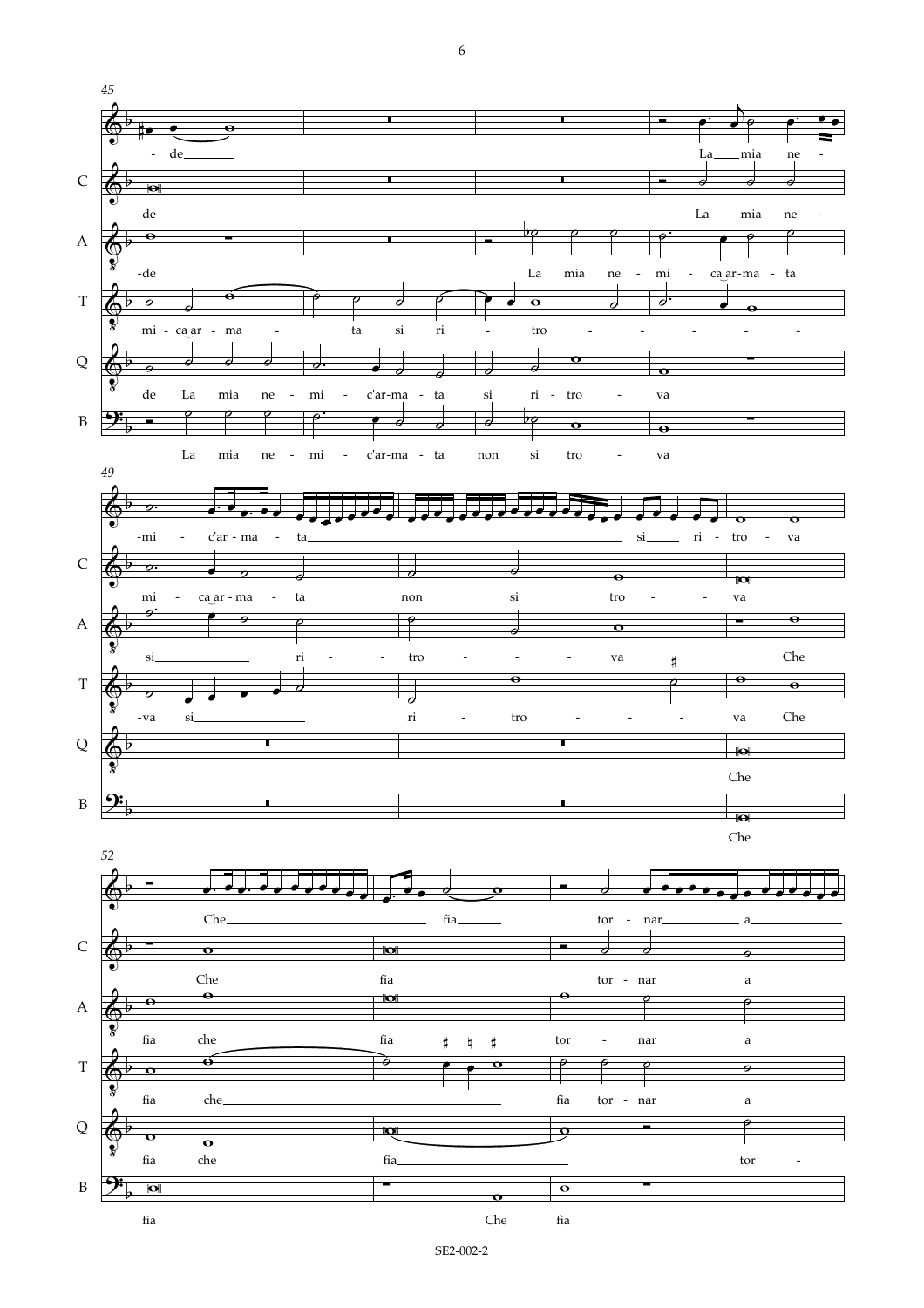45

- de La mia ne -

C: -de La mia ne -

A: -de La mia ne - mi - ca ar-ma - ta

T: mi - ca ar - ma - ta si ri - tro - - - - - -

Q: de La mia ne - mi - c'ar-ma - ta si ri - tro - va

B: La mia ne - mi - c'ar-ma - ta non si tro - va

49

-mi - c'ar - ma - ta si ri - tro - va

C: mi - ca ar - ma - ta non si tro - - va

A: si ri - - tro - - - - va Che

T: -va si ri - tro - - - - va Che

Q: Che

B: Che

52

Che fia tor - nar a

C: Che fia tor - nar a

A: fia che fia tor - nar a

T: fia che fia tor - nar a

Q: fia che fia tor -

B: fia Che fia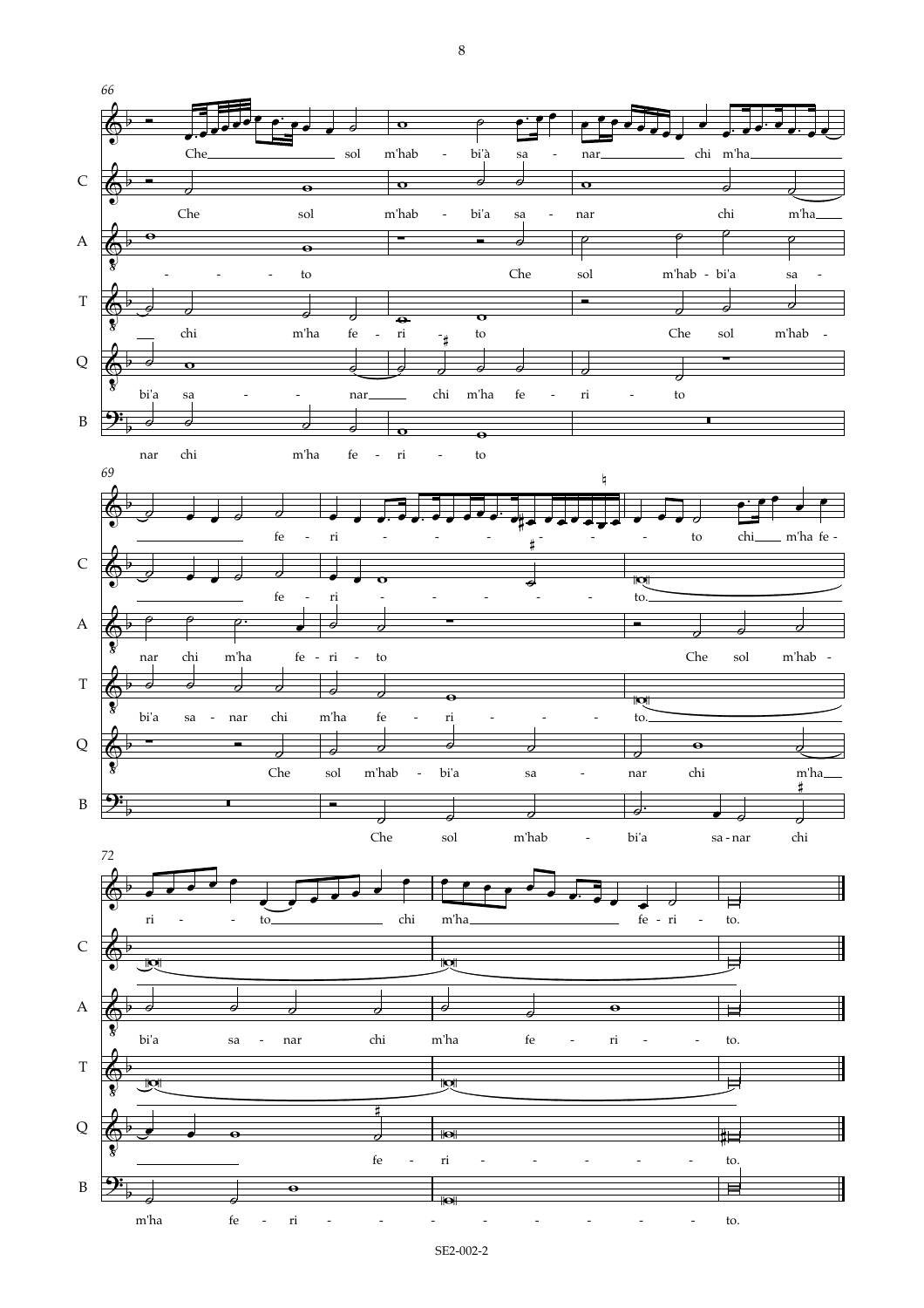66

Che sol m'hab - bi'à sa - nar chi m'ha

C
Che sol m'hab - bi'a sa - nar chi m'ha

A
- - - to Che sol m'hab - bi'a sa -

T
chi m'ha fe - ri - to Che sol m'hab -

Q
bi'a sa - - nar chi m'ha fe - ri - to

B
nar chi m'ha fe - ri - to

69

fe - ri - - - - - - - to chi m'ha fe -

C
fe - ri - - - - - - to.

A
nar chi m'ha fe - ri - to Che sol m'hab -

T
bi'a sa - nar chi m'ha fe - ri - - - to.

Q
Che sol m'hab - bi'a sa - nar chi m'ha

B
Che sol m'hab - bi'a sa - nar chi

72

ri - - to chi m'ha fe - ri - to.

C

A
bi'a sa - nar chi m'ha fe - ri - - to.

T

Q
fe - ri - - - - - - - to.

B
m'ha fe - ri - - - - - - - - - - to.

SE2-002-2